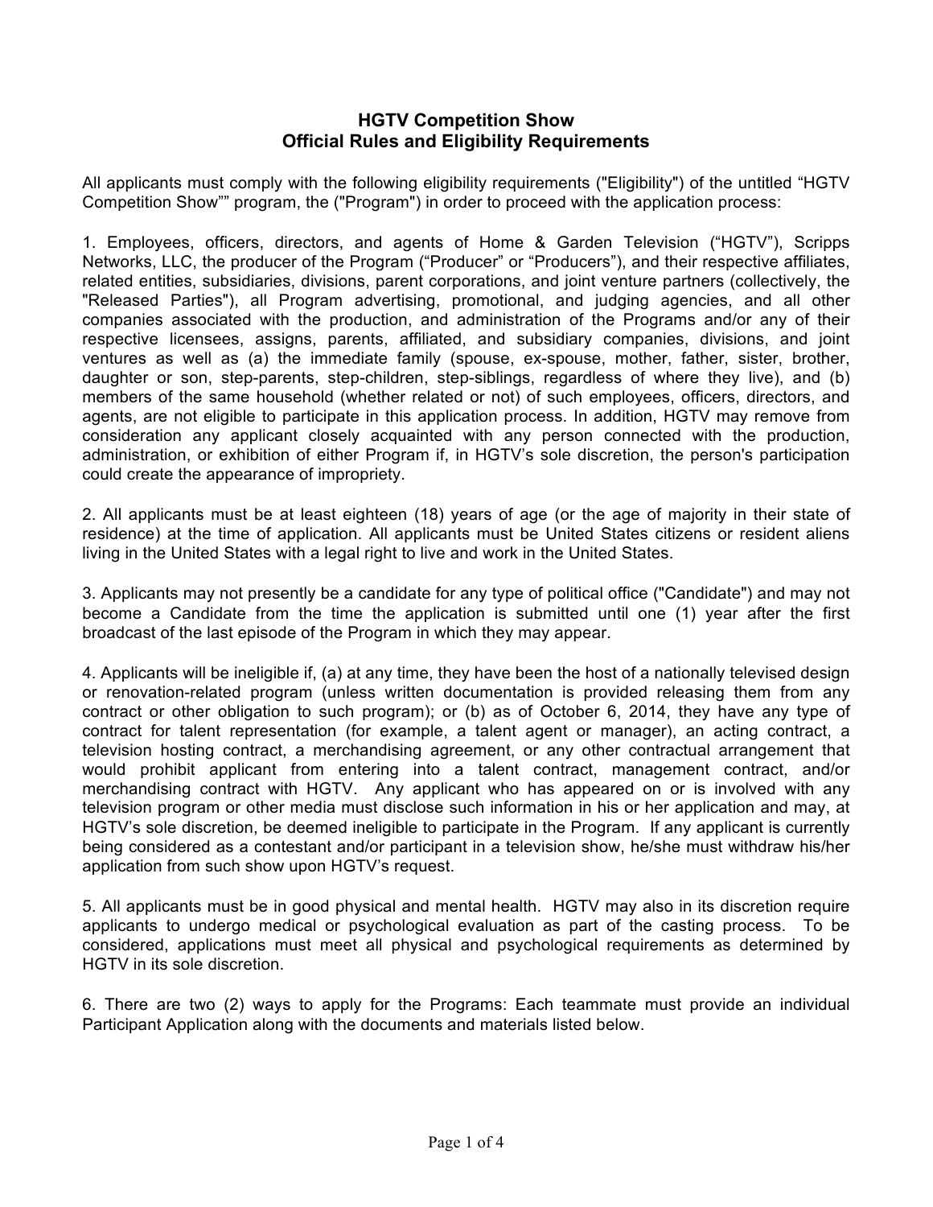# HGTV Competition Show
## Official Rules and Eligibility Requirements

All applicants must comply with the following eligibility requirements ("Eligibility") of the untitled "HGTV Competition Show"" program, the ("Program") in order to proceed with the application process:

1. Employees, officers, directors, and agents of Home & Garden Television ("HGTV"), Scripps Networks, LLC, the producer of the Program ("Producer" or "Producers"), and their respective affiliates, related entities, subsidiaries, divisions, parent corporations, and joint venture partners (collectively, the "Released Parties"), all Program advertising, promotional, and judging agencies, and all other companies associated with the production, and administration of the Programs and/or any of their respective licensees, assigns, parents, affiliated, and subsidiary companies, divisions, and joint ventures as well as (a) the immediate family (spouse, ex-spouse, mother, father, sister, brother, daughter or son, step-parents, step-children, step-siblings, regardless of where they live), and (b) members of the same household (whether related or not) of such employees, officers, directors, and agents, are not eligible to participate in this application process. In addition, HGTV may remove from consideration any applicant closely acquainted with any person connected with the production, administration, or exhibition of either Program if, in HGTV's sole discretion, the person's participation could create the appearance of impropriety.

2. All applicants must be at least eighteen (18) years of age (or the age of majority in their state of residence) at the time of application. All applicants must be United States citizens or resident aliens living in the United States with a legal right to live and work in the United States.

3. Applicants may not presently be a candidate for any type of political office ("Candidate") and may not become a Candidate from the time the application is submitted until one (1) year after the first broadcast of the last episode of the Program in which they may appear.

4. Applicants will be ineligible if, (a) at any time, they have been the host of a nationally televised design or renovation-related program (unless written documentation is provided releasing them from any contract or other obligation to such program); or (b) as of October 6, 2014, they have any type of contract for talent representation (for example, a talent agent or manager), an acting contract, a television hosting contract, a merchandising agreement, or any other contractual arrangement that would prohibit applicant from entering into a talent contract, management contract, and/or merchandising contract with HGTV. Any applicant who has appeared on or is involved with any television program or other media must disclose such information in his or her application and may, at HGTV's sole discretion, be deemed ineligible to participate in the Program. If any applicant is currently being considered as a contestant and/or participant in a television show, he/she must withdraw his/her application from such show upon HGTV's request.

5. All applicants must be in good physical and mental health. HGTV may also in its discretion require applicants to undergo medical or psychological evaluation as part of the casting process. To be considered, applications must meet all physical and psychological requirements as determined by HGTV in its sole discretion.

6. There are two (2) ways to apply for the Programs: Each teammate must provide an individual Participant Application along with the documents and materials listed below.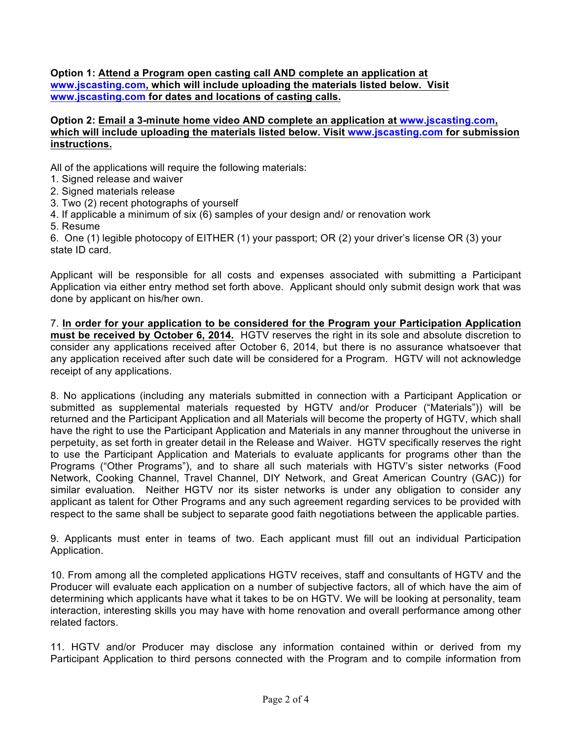**Option 1: <u>Attend a Program open casting call AND complete an application at www.jscasting.com, which will include uploading the materials listed below. Visit www.jscasting.com for dates and locations of casting calls.</u>**

**Option 2: <u>Email a 3-minute home video AND complete an application at www.jscasting.com, which will include uploading the materials listed below. Visit www.jscasting.com for submission instructions.</u>**

All of the applications will require the following materials:

1. Signed release and waiver
2. Signed materials release
3. Two (2) recent photographs of yourself
4. If applicable a minimum of six (6) samples of your design and/ or renovation work
5. Resume
6. One (1) legible photocopy of EITHER (1) your passport; OR (2) your driver's license OR (3) your state ID card.

Applicant will be responsible for all costs and expenses associated with submitting a Participant Application via either entry method set forth above. Applicant should only submit design work that was done by applicant on his/her own.

7. **<u>In order for your application to be considered for the Program your Participation Application must be received by October 6, 2014.</u>** HGTV reserves the right in its sole and absolute discretion to consider any applications received after October 6, 2014, but there is no assurance whatsoever that any application received after such date will be considered for a Program. HGTV will not acknowledge receipt of any applications.

8. No applications (including any materials submitted in connection with a Participant Application or submitted as supplemental materials requested by HGTV and/or Producer ("Materials")) will be returned and the Participant Application and all Materials will become the property of HGTV, which shall have the right to use the Participant Application and Materials in any manner throughout the universe in perpetuity, as set forth in greater detail in the Release and Waiver. HGTV specifically reserves the right to use the Participant Application and Materials to evaluate applicants for programs other than the Programs ("Other Programs"), and to share all such materials with HGTV's sister networks (Food Network, Cooking Channel, Travel Channel, DIY Network, and Great American Country (GAC)) for similar evaluation. Neither HGTV nor its sister networks is under any obligation to consider any applicant as talent for Other Programs and any such agreement regarding services to be provided with respect to the same shall be subject to separate good faith negotiations between the applicable parties.

9. Applicants must enter in teams of two. Each applicant must fill out an individual Participation Application.

10. From among all the completed applications HGTV receives, staff and consultants of HGTV and the Producer will evaluate each application on a number of subjective factors, all of which have the aim of determining which applicants have what it takes to be on HGTV. We will be looking at personality, team interaction, interesting skills you may have with home renovation and overall performance among other related factors.

11. HGTV and/or Producer may disclose any information contained within or derived from my Participant Application to third persons connected with the Program and to compile information from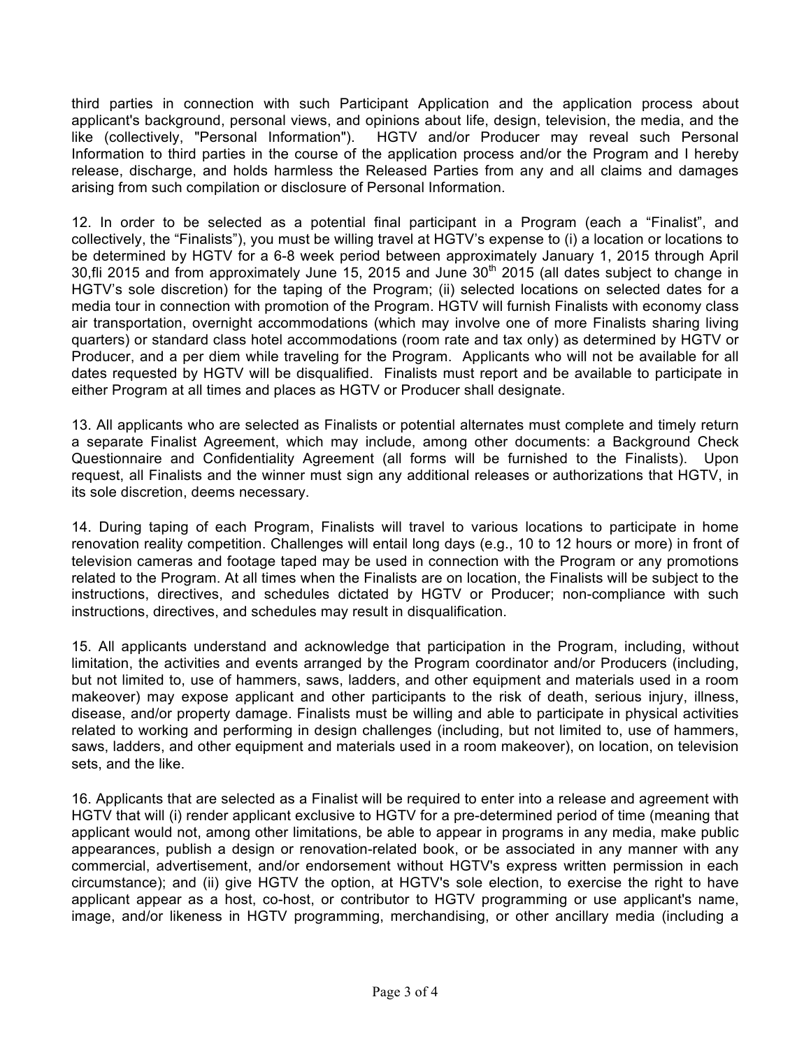third parties in connection with such Participant Application and the application process about applicant's background, personal views, and opinions about life, design, television, the media, and the like (collectively, "Personal Information"). HGTV and/or Producer may reveal such Personal Information to third parties in the course of the application process and/or the Program and I hereby release, discharge, and holds harmless the Released Parties from any and all claims and damages arising from such compilation or disclosure of Personal Information.

12. In order to be selected as a potential final participant in a Program (each a "Finalist", and collectively, the "Finalists"), you must be willing travel at HGTV's expense to (i) a location or locations to be determined by HGTV for a 6-8 week period between approximately January 1, 2015 through April 30,fli 2015 and from approximately June 15, 2015 and June 30th 2015 (all dates subject to change in HGTV's sole discretion) for the taping of the Program; (ii) selected locations on selected dates for a media tour in connection with promotion of the Program. HGTV will furnish Finalists with economy class air transportation, overnight accommodations (which may involve one of more Finalists sharing living quarters) or standard class hotel accommodations (room rate and tax only) as determined by HGTV or Producer, and a per diem while traveling for the Program. Applicants who will not be available for all dates requested by HGTV will be disqualified. Finalists must report and be available to participate in either Program at all times and places as HGTV or Producer shall designate.

13. All applicants who are selected as Finalists or potential alternates must complete and timely return a separate Finalist Agreement, which may include, among other documents: a Background Check Questionnaire and Confidentiality Agreement (all forms will be furnished to the Finalists). Upon request, all Finalists and the winner must sign any additional releases or authorizations that HGTV, in its sole discretion, deems necessary.

14. During taping of each Program, Finalists will travel to various locations to participate in home renovation reality competition. Challenges will entail long days (e.g., 10 to 12 hours or more) in front of television cameras and footage taped may be used in connection with the Program or any promotions related to the Program. At all times when the Finalists are on location, the Finalists will be subject to the instructions, directives, and schedules dictated by HGTV or Producer; non-compliance with such instructions, directives, and schedules may result in disqualification.

15. All applicants understand and acknowledge that participation in the Program, including, without limitation, the activities and events arranged by the Program coordinator and/or Producers (including, but not limited to, use of hammers, saws, ladders, and other equipment and materials used in a room makeover) may expose applicant and other participants to the risk of death, serious injury, illness, disease, and/or property damage. Finalists must be willing and able to participate in physical activities related to working and performing in design challenges (including, but not limited to, use of hammers, saws, ladders, and other equipment and materials used in a room makeover), on location, on television sets, and the like.

16. Applicants that are selected as a Finalist will be required to enter into a release and agreement with HGTV that will (i) render applicant exclusive to HGTV for a pre-determined period of time (meaning that applicant would not, among other limitations, be able to appear in programs in any media, make public appearances, publish a design or renovation-related book, or be associated in any manner with any commercial, advertisement, and/or endorsement without HGTV's express written permission in each circumstance); and (ii) give HGTV the option, at HGTV's sole election, to exercise the right to have applicant appear as a host, co-host, or contributor to HGTV programming or use applicant's name, image, and/or likeness in HGTV programming, merchandising, or other ancillary media (including a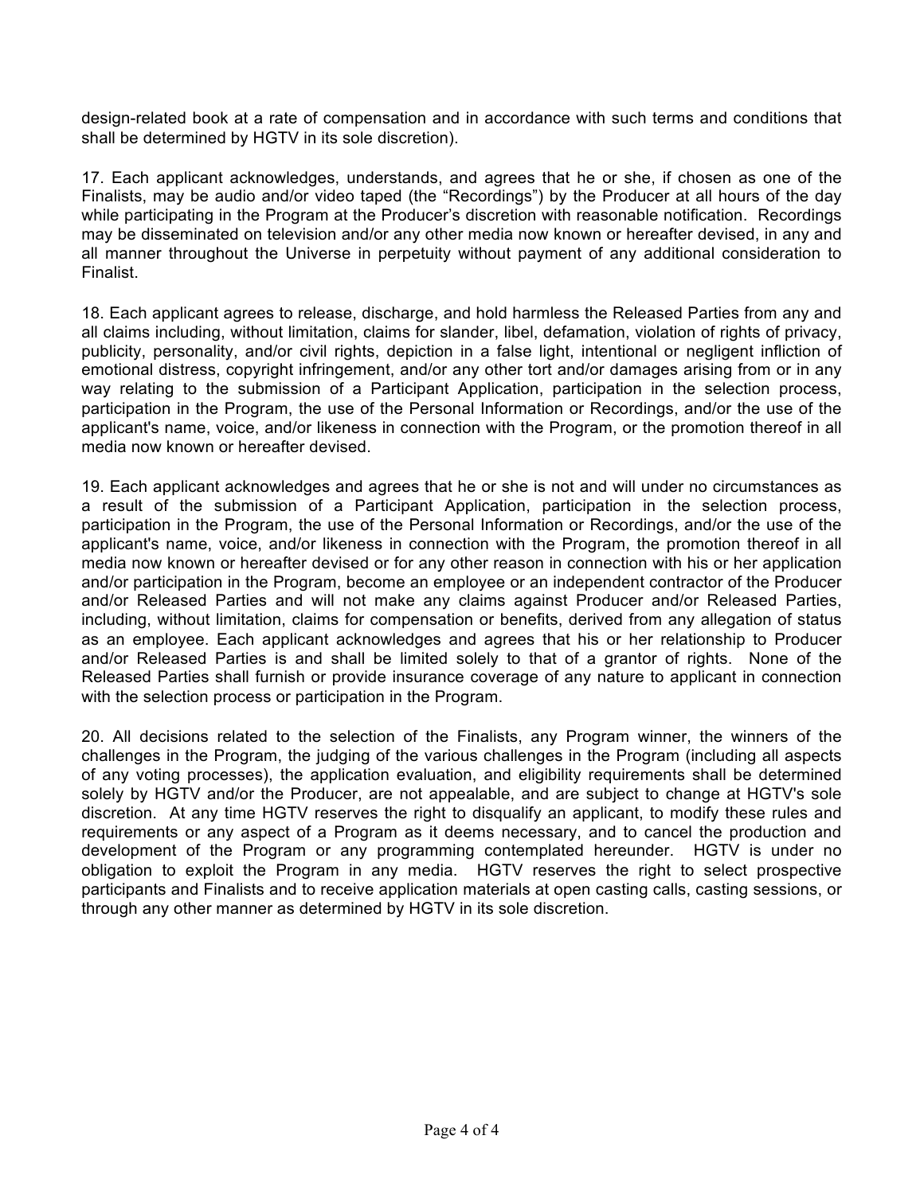design-related book at a rate of compensation and in accordance with such terms and conditions that shall be determined by HGTV in its sole discretion).

17. Each applicant acknowledges, understands, and agrees that he or she, if chosen as one of the Finalists, may be audio and/or video taped (the "Recordings") by the Producer at all hours of the day while participating in the Program at the Producer's discretion with reasonable notification. Recordings may be disseminated on television and/or any other media now known or hereafter devised, in any and all manner throughout the Universe in perpetuity without payment of any additional consideration to Finalist.

18. Each applicant agrees to release, discharge, and hold harmless the Released Parties from any and all claims including, without limitation, claims for slander, libel, defamation, violation of rights of privacy, publicity, personality, and/or civil rights, depiction in a false light, intentional or negligent infliction of emotional distress, copyright infringement, and/or any other tort and/or damages arising from or in any way relating to the submission of a Participant Application, participation in the selection process, participation in the Program, the use of the Personal Information or Recordings, and/or the use of the applicant's name, voice, and/or likeness in connection with the Program, or the promotion thereof in all media now known or hereafter devised.

19. Each applicant acknowledges and agrees that he or she is not and will under no circumstances as a result of the submission of a Participant Application, participation in the selection process, participation in the Program, the use of the Personal Information or Recordings, and/or the use of the applicant's name, voice, and/or likeness in connection with the Program, the promotion thereof in all media now known or hereafter devised or for any other reason in connection with his or her application and/or participation in the Program, become an employee or an independent contractor of the Producer and/or Released Parties and will not make any claims against Producer and/or Released Parties, including, without limitation, claims for compensation or benefits, derived from any allegation of status as an employee. Each applicant acknowledges and agrees that his or her relationship to Producer and/or Released Parties is and shall be limited solely to that of a grantor of rights. None of the Released Parties shall furnish or provide insurance coverage of any nature to applicant in connection with the selection process or participation in the Program.

20. All decisions related to the selection of the Finalists, any Program winner, the winners of the challenges in the Program, the judging of the various challenges in the Program (including all aspects of any voting processes), the application evaluation, and eligibility requirements shall be determined solely by HGTV and/or the Producer, are not appealable, and are subject to change at HGTV's sole discretion. At any time HGTV reserves the right to disqualify an applicant, to modify these rules and requirements or any aspect of a Program as it deems necessary, and to cancel the production and development of the Program or any programming contemplated hereunder. HGTV is under no obligation to exploit the Program in any media. HGTV reserves the right to select prospective participants and Finalists and to receive application materials at open casting calls, casting sessions, or through any other manner as determined by HGTV in its sole discretion.